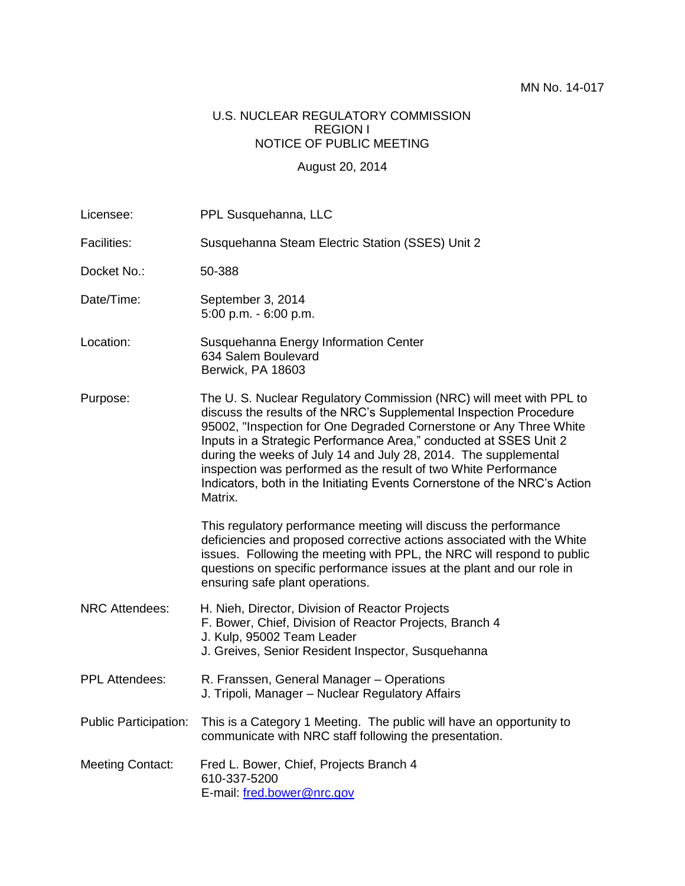MN No. 14-017

U.S. NUCLEAR REGULATORY COMMISSION
REGION I
NOTICE OF PUBLIC MEETING

August 20, 2014

| | |
|---|---|
| Licensee: | PPL Susquehanna, LLC |
| Facilities: | Susquehanna Steam Electric Station (SSES) Unit 2 |
| Docket No.: | 50-388 |
| Date/Time: | September 3, 2014<br>5:00 p.m. - 6:00 p.m. |
| Location: | Susquehanna Energy Information Center<br>634 Salem Boulevard<br>Berwick, PA 18603 |
| Purpose: | The U. S. Nuclear Regulatory Commission (NRC) will meet with PPL to discuss the results of the NRC's Supplemental Inspection Procedure 95002, "Inspection for One Degraded Cornerstone or Any Three White Inputs in a Strategic Performance Area," conducted at SSES Unit 2 during the weeks of July 14 and July 28, 2014. The supplemental inspection was performed as the result of two White Performance Indicators, both in the Initiating Events Cornerstone of the NRC's Action Matrix.<br><br>This regulatory performance meeting will discuss the performance deficiencies and proposed corrective actions associated with the White issues. Following the meeting with PPL, the NRC will respond to public questions on specific performance issues at the plant and our role in ensuring safe plant operations. |
| NRC Attendees: | H. Nieh, Director, Division of Reactor Projects<br>F. Bower, Chief, Division of Reactor Projects, Branch 4<br>J. Kulp, 95002 Team Leader<br>J. Greives, Senior Resident Inspector, Susquehanna |
| PPL Attendees: | R. Franssen, General Manager – Operations<br>J. Tripoli, Manager – Nuclear Regulatory Affairs |
| Public Participation: | This is a Category 1 Meeting. The public will have an opportunity to communicate with NRC staff following the presentation. |
| Meeting Contact: | Fred L. Bower, Chief, Projects Branch 4<br>610-337-5200<br>E-mail: fred.bower@nrc.gov |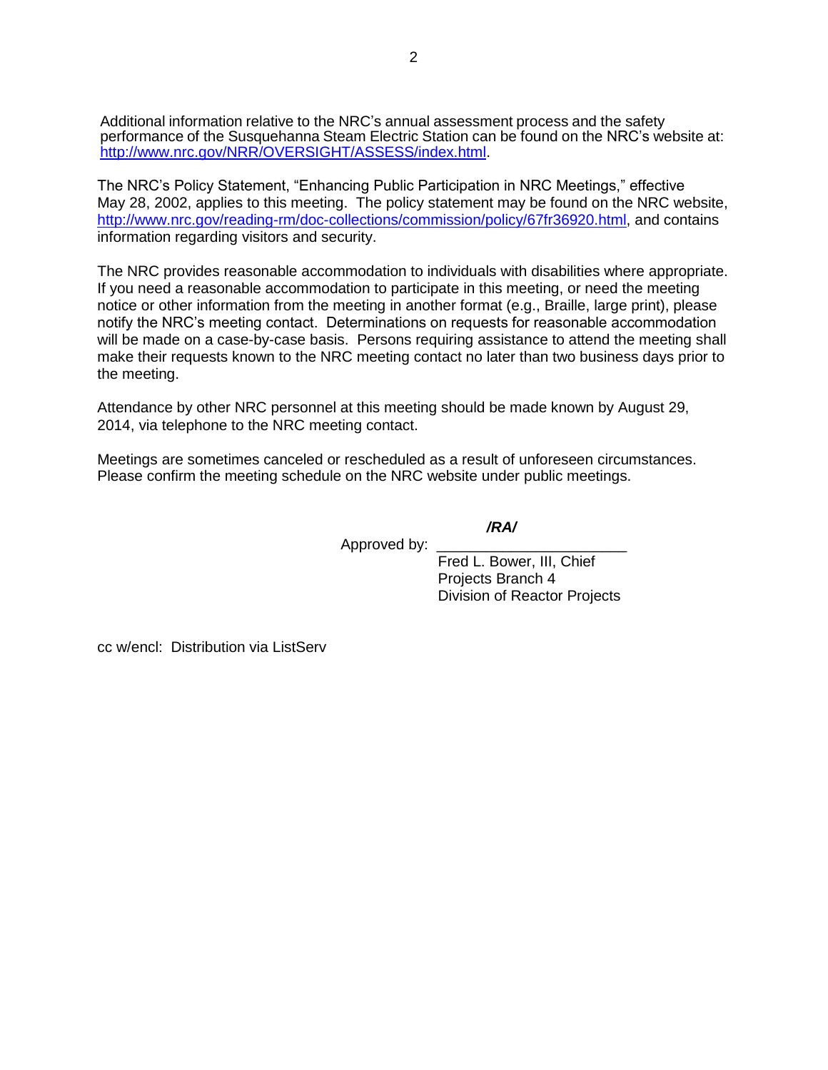Additional information relative to the NRC's annual assessment process and the safety performance of the Susquehanna Steam Electric Station can be found on the NRC's website at: http://www.nrc.gov/NRR/OVERSIGHT/ASSESS/index.html.

The NRC's Policy Statement, "Enhancing Public Participation in NRC Meetings," effective May 28, 2002, applies to this meeting. The policy statement may be found on the NRC website, http://www.nrc.gov/reading-rm/doc-collections/commission/policy/67fr36920.html, and contains information regarding visitors and security.

The NRC provides reasonable accommodation to individuals with disabilities where appropriate. If you need a reasonable accommodation to participate in this meeting, or need the meeting notice or other information from the meeting in another format (e.g., Braille, large print), please notify the NRC's meeting contact. Determinations on requests for reasonable accommodation will be made on a case-by-case basis. Persons requiring assistance to attend the meeting shall make their requests known to the NRC meeting contact no later than two business days prior to the meeting.

Attendance by other NRC personnel at this meeting should be made known by August 29, 2014, via telephone to the NRC meeting contact.

Meetings are sometimes canceled or rescheduled as a result of unforeseen circumstances. Please confirm the meeting schedule on the NRC website under public meetings.

*/RA/*

Approved by: \_\_\_\_\_\_\_\_\_\_\_\_\_\_\_\_\_\_\_\_\_\_\_
Fred L. Bower, III, Chief
Projects Branch 4
Division of Reactor Projects

cc w/encl: Distribution via ListServ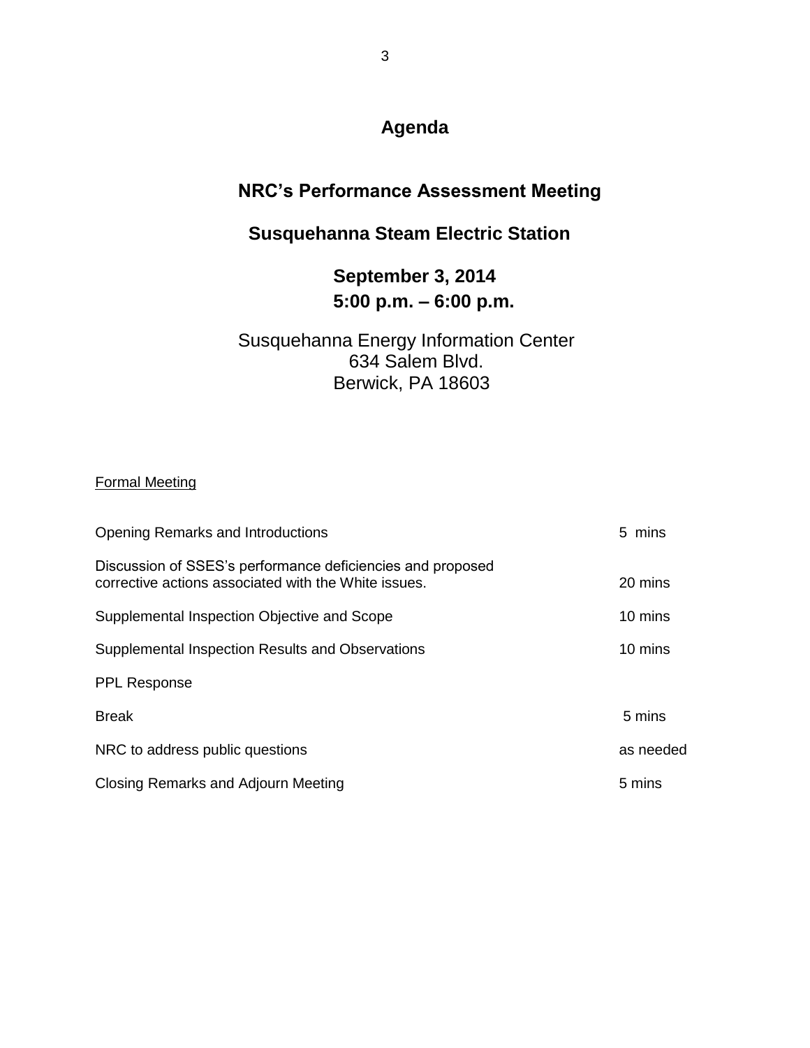# Agenda

## NRC's Performance Assessment Meeting

## Susquehanna Steam Electric Station

**September 3, 2014**
**5:00 p.m. – 6:00 p.m.**

Susquehanna Energy Information Center
634 Salem Blvd.
Berwick, PA 18603

Formal Meeting

| | |
|---|---|
| Opening Remarks and Introductions | 5 mins |
| Discussion of SSES's performance deficiencies and proposed corrective actions associated with the White issues. | 20 mins |
| Supplemental Inspection Objective and Scope | 10 mins |
| Supplemental Inspection Results and Observations | 10 mins |
| PPL Response | |
| Break | 5 mins |
| NRC to address public questions | as needed |
| Closing Remarks and Adjourn Meeting | 5 mins |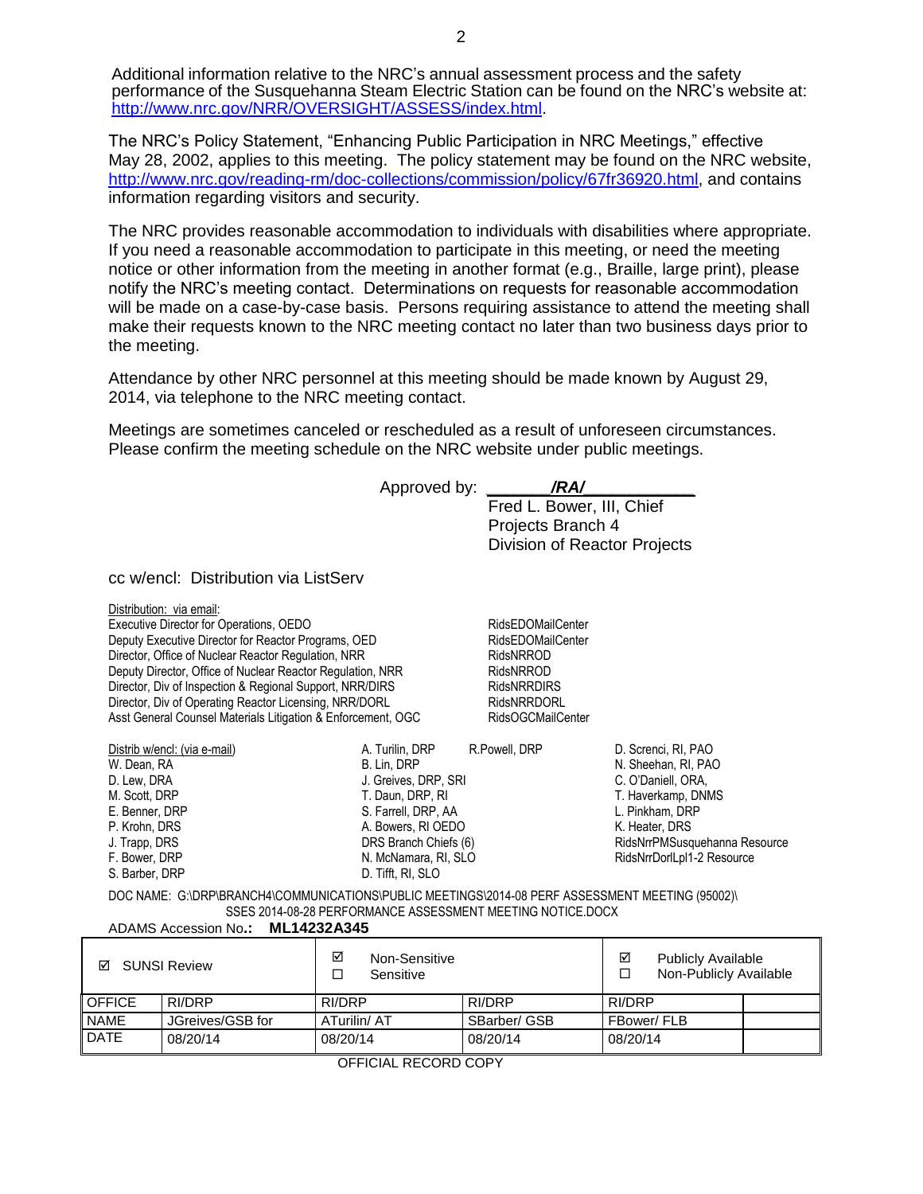Additional information relative to the NRC's annual assessment process and the safety performance of the Susquehanna Steam Electric Station can be found on the NRC's website at: http://www.nrc.gov/NRR/OVERSIGHT/ASSESS/index.html.

The NRC's Policy Statement, "Enhancing Public Participation in NRC Meetings," effective May 28, 2002, applies to this meeting. The policy statement may be found on the NRC website, http://www.nrc.gov/reading-rm/doc-collections/commission/policy/67fr36920.html, and contains information regarding visitors and security.

The NRC provides reasonable accommodation to individuals with disabilities where appropriate. If you need a reasonable accommodation to participate in this meeting, or need the meeting notice or other information from the meeting in another format (e.g., Braille, large print), please notify the NRC's meeting contact. Determinations on requests for reasonable accommodation will be made on a case-by-case basis. Persons requiring assistance to attend the meeting shall make their requests known to the NRC meeting contact no later than two business days prior to the meeting.

Attendance by other NRC personnel at this meeting should be made known by August 29, 2014, via telephone to the NRC meeting contact.

Meetings are sometimes canceled or rescheduled as a result of unforeseen circumstances. Please confirm the meeting schedule on the NRC website under public meetings.

Approved by: /RA/
Fred L. Bower, III, Chief
Projects Branch 4
Division of Reactor Projects

cc w/encl: Distribution via ListServ

Distribution: via email:
Executive Director for Operations, OEDO — RidsEDOMailCenter
Deputy Executive Director for Reactor Programs, OED — RidsEDOMailCenter
Director, Office of Nuclear Reactor Regulation, NRR — RidsNRROD
Deputy Director, Office of Nuclear Reactor Regulation, NRR — RidsNRROD
Director, Div of Inspection & Regional Support, NRR/DIRS — RidsNRRDIRS
Director, Div of Operating Reactor Licensing, NRR/DORL — RidsNRRDORL
Asst General Counsel Materials Litigation & Enforcement, OGC — RidsOGCMailCenter

Distrib w/encl: (via e-mail)
W. Dean, RA
D. Lew, DRA
M. Scott, DRP
E. Benner, DRP
P. Krohn, DRS
J. Trapp, DRS
F. Bower, DRP
S. Barber, DRP
A. Turilin, DRP
R.Powell, DRP
B. Lin, DRP
J. Greives, DRP, SRI
T. Daun, DRP, RI
S. Farrell, DRP, AA
A. Bowers, RI OEDO
DRS Branch Chiefs (6)
N. McNamara, RI, SLO
D. Tifft, RI, SLO
D. Screnci, RI, PAO
N. Sheehan, RI, PAO
C. O'Daniell, ORA,
T. Haverkamp, DNMS
L. Pinkham, DRP
K. Heater, DRS
RidsNrrPMSusquehanna Resource
RidsNrrDorlLpl1-2 Resource

DOC NAME: G:\DRP\BRANCH4\COMMUNICATIONS\PUBLIC MEETINGS\2014-08 PERF ASSESSMENT MEETING (95002)\SSES 2014-08-28 PERFORMANCE ASSESSMENT MEETING NOTICE.DOCX

ADAMS Accession No.: **ML14232A345**

| ☑ SUNSI Review | | ☑ Non-Sensitive ☐ Sensitive | | ☑ Publicly Available ☐ Non-Publicly Available | |
|---|---|---|---|---|---|
| OFFICE | RI/DRP | RI/DRP | RI/DRP | RI/DRP | |
| NAME | JGreives/GSB for | ATurilin/ AT | SBarber/ GSB | FBower/ FLB | |
| DATE | 08/20/14 | 08/20/14 | 08/20/14 | 08/20/14 | |

OFFICIAL RECORD COPY